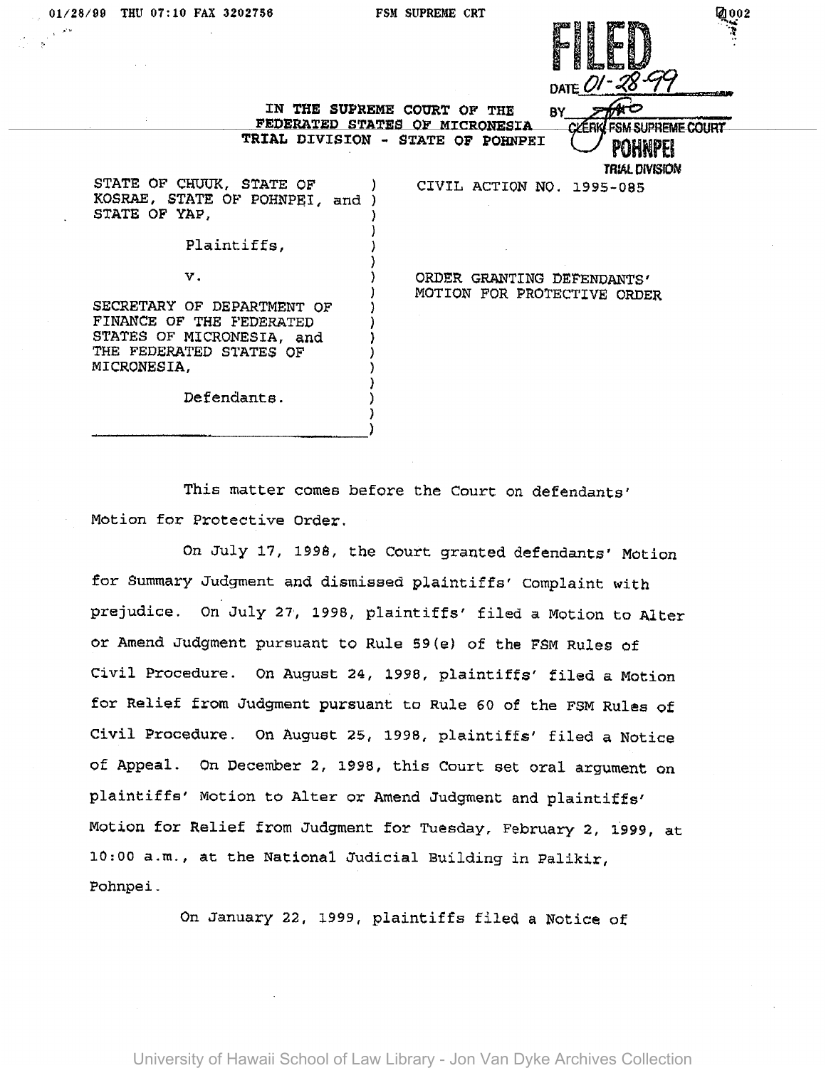FILED
DATE 01-28-99
BY [signature]
CLERK FSM SUPREME COURT
POHNPEI
TRIAL DIVISION

IN THE SUPREME COURT OF THE
FEDERATED STATES OF MICRONESIA
TRIAL DIVISION - STATE OF POHNPEI

| | |
|---|---|
| STATE OF CHUUK, STATE OF KOSRAE, STATE OF POHNPEI, and STATE OF YAP,<br><br>Plaintiffs,<br><br>v.<br><br>SECRETARY OF DEPARTMENT OF FINANCE OF THE FEDERATED STATES OF MICRONESIA, and THE FEDERATED STATES OF MICRONESIA,<br><br>Defendants. | CIVIL ACTION NO. 1995-085<br><br>ORDER GRANTING DEFENDANTS' MOTION FOR PROTECTIVE ORDER |

This matter comes before the Court on defendants' Motion for Protective Order.

On July 17, 1998, the Court granted defendants' Motion for Summary Judgment and dismissed plaintiffs' Complaint with prejudice. On July 27, 1998, plaintiffs' filed a Motion to Alter or Amend Judgment pursuant to Rule 59(e) of the FSM Rules of Civil Procedure. On August 24, 1998, plaintiffs' filed a Motion for Relief from Judgment pursuant to Rule 60 of the FSM Rules of Civil Procedure. On August 25, 1998, plaintiffs' filed a Notice of Appeal. On December 2, 1998, this Court set oral argument on plaintiffs' Motion to Alter or Amend Judgment and plaintiffs' Motion for Relief from Judgment for Tuesday, February 2, 1999, at 10:00 a.m., at the National Judicial Building in Palikir, Pohnpei.

On January 22, 1999, plaintiffs filed a Notice of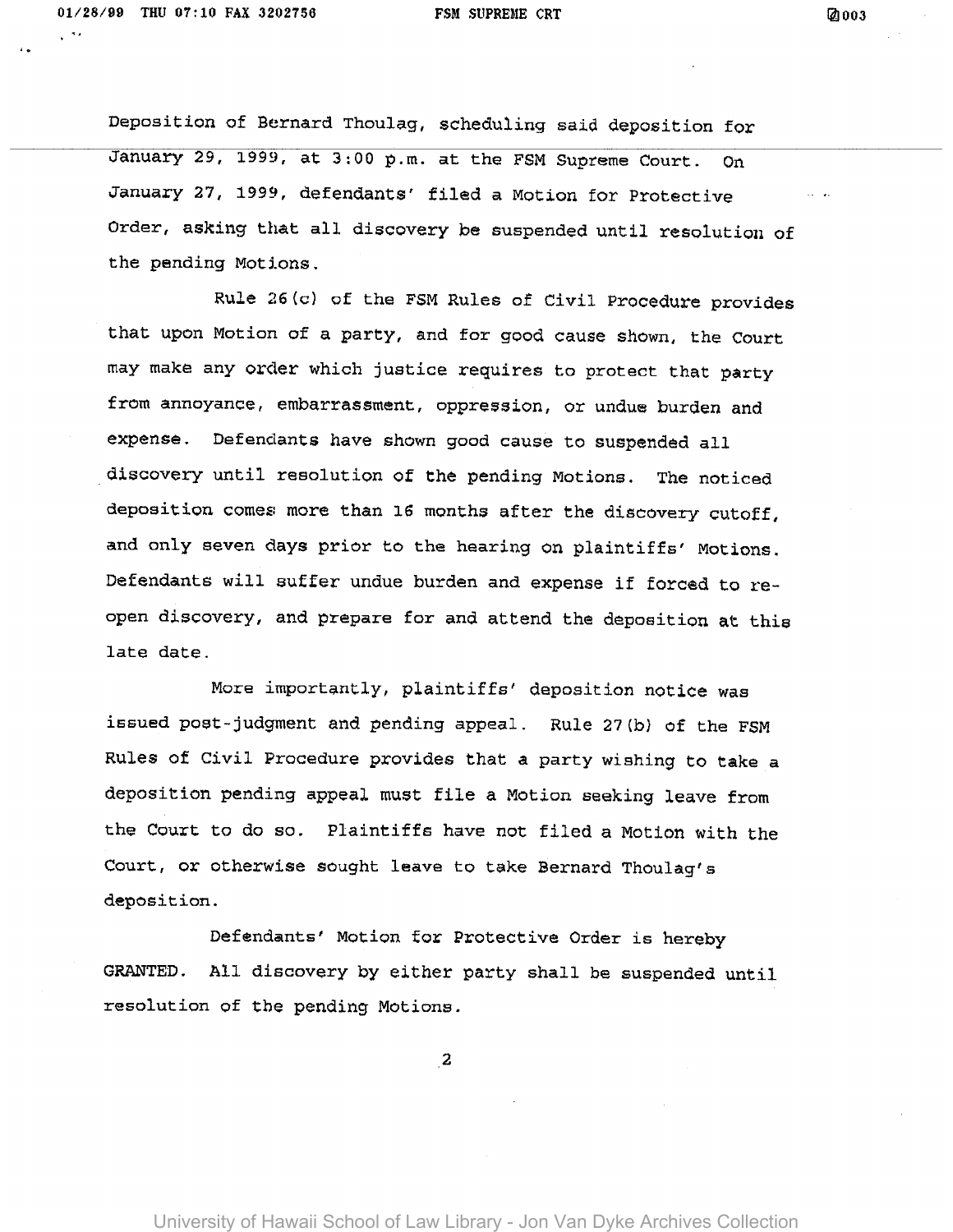Deposition of Bernard Thoulag, scheduling said deposition for January 29, 1999, at 3:00 p.m. at the FSM Supreme Court. On January 27, 1999, defendants' filed a Motion for Protective Order, asking that all discovery be suspended until resolution of the pending Motions.

Rule 26(c) of the FSM Rules of Civil Procedure provides that upon Motion of a party, and for good cause shown, the Court may make any order which justice requires to protect that party from annoyance, embarrassment, oppression, or undue burden and expense. Defendants have shown good cause to suspended all discovery until resolution of the pending Motions. The noticed deposition comes more than 16 months after the discovery cutoff, and only seven days prior to the hearing on plaintiffs' Motions. Defendants will suffer undue burden and expense if forced to re-open discovery, and prepare for and attend the deposition at this late date.

More importantly, plaintiffs' deposition notice was issued post-judgment and pending appeal. Rule 27(b) of the FSM Rules of Civil Procedure provides that a party wishing to take a deposition pending appeal must file a Motion seeking leave from the Court to do so. Plaintiffs have not filed a Motion with the Court, or otherwise sought leave to take Bernard Thoulag's deposition.

Defendants' Motion for Protective Order is hereby GRANTED. All discovery by either party shall be suspended until resolution of the pending Motions.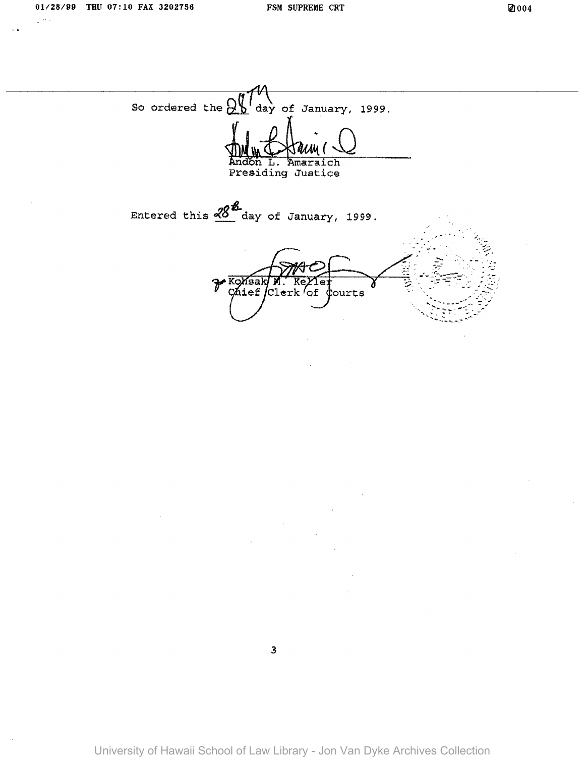So ordered the 28th day of January, 1999.

Andon L. Amaraich
Presiding Justice

Entered this 28th day of January, 1999.

Kohsak M. Keller
Chief Clerk of Courts